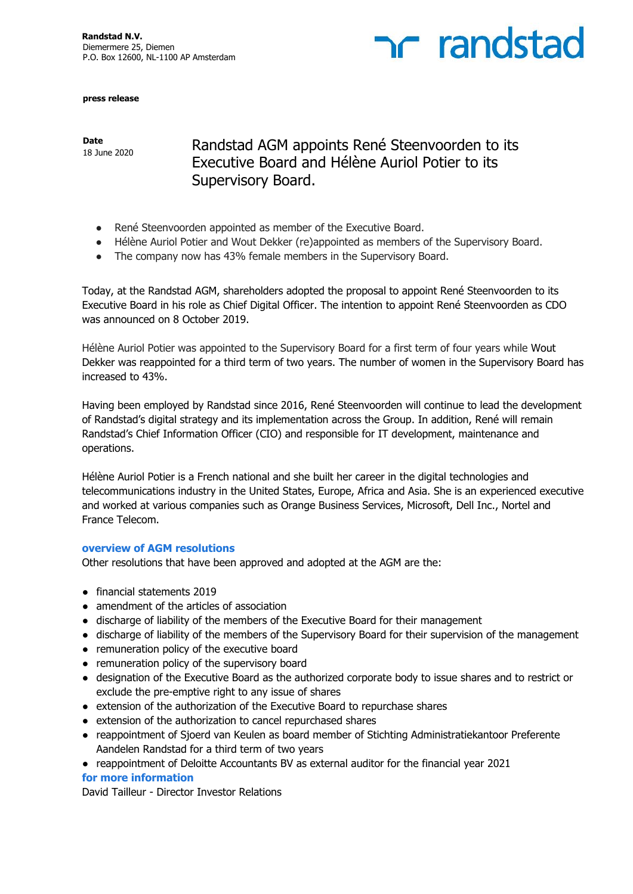**Randstad N.V.**
Diemermere 25, Diemen
P.O. Box 12600, NL-1100 AP Amsterdam

randstad

**press release**

**Date**
18 June 2020

# Randstad AGM appoints René Steenvoorden to its Executive Board and Hélène Auriol Potier to its Supervisory Board.

- René Steenvoorden appointed as member of the Executive Board.
- Hélène Auriol Potier and Wout Dekker (re)appointed as members of the Supervisory Board.
- The company now has 43% female members in the Supervisory Board.

Today, at the Randstad AGM, shareholders adopted the proposal to appoint René Steenvoorden to its Executive Board in his role as Chief Digital Officer. The intention to appoint René Steenvoorden as CDO was announced on 8 October 2019.

Hélène Auriol Potier was appointed to the Supervisory Board for a first term of four years while Wout Dekker was reappointed for a third term of two years. The number of women in the Supervisory Board has increased to 43%.

Having been employed by Randstad since 2016, René Steenvoorden will continue to lead the development of Randstad's digital strategy and its implementation across the Group. In addition, René will remain Randstad's Chief Information Officer (CIO) and responsible for IT development, maintenance and operations.

Hélène Auriol Potier is a French national and she built her career in the digital technologies and telecommunications industry in the United States, Europe, Africa and Asia. She is an experienced executive and worked at various companies such as Orange Business Services, Microsoft, Dell Inc., Nortel and France Telecom.

## overview of AGM resolutions

Other resolutions that have been approved and adopted at the AGM are the:

- financial statements 2019
- amendment of the articles of association
- discharge of liability of the members of the Executive Board for their management
- discharge of liability of the members of the Supervisory Board for their supervision of the management
- remuneration policy of the executive board
- remuneration policy of the supervisory board
- designation of the Executive Board as the authorized corporate body to issue shares and to restrict or exclude the pre-emptive right to any issue of shares
- extension of the authorization of the Executive Board to repurchase shares
- extension of the authorization to cancel repurchased shares
- reappointment of Sjoerd van Keulen as board member of Stichting Administratiekantoor Preferente Aandelen Randstad for a third term of two years
- reappointment of Deloitte Accountants BV as external auditor for the financial year 2021

## for more information

David Tailleur - Director Investor Relations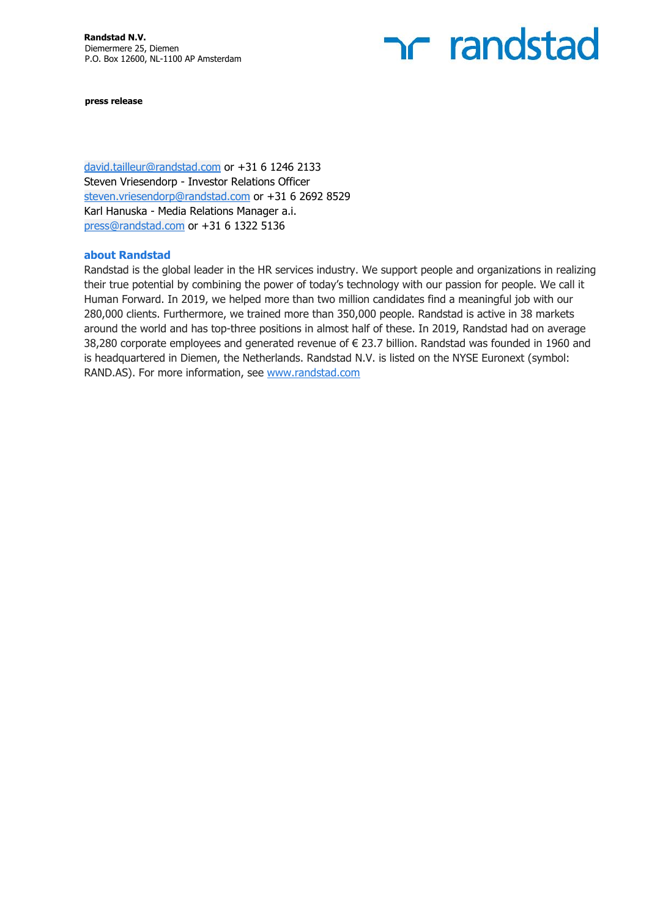**Randstad N.V.**
Diemermere 25, Diemen
P.O. Box 12600, NL-1100 AP Amsterdam

**press release**

david.tailleur@randstad.com or +31 6 1246 2133
Steven Vriesendorp - Investor Relations Officer
steven.vriesendorp@randstad.com or +31 6 2692 8529
Karl Hanuska - Media Relations Manager a.i.
press@randstad.com or +31 6 1322 5136

## about Randstad

Randstad is the global leader in the HR services industry. We support people and organizations in realizing their true potential by combining the power of today's technology with our passion for people. We call it Human Forward. In 2019, we helped more than two million candidates find a meaningful job with our 280,000 clients. Furthermore, we trained more than 350,000 people. Randstad is active in 38 markets around the world and has top-three positions in almost half of these. In 2019, Randstad had on average 38,280 corporate employees and generated revenue of € 23.7 billion. Randstad was founded in 1960 and is headquartered in Diemen, the Netherlands. Randstad N.V. is listed on the NYSE Euronext (symbol: RAND.AS). For more information, see www.randstad.com